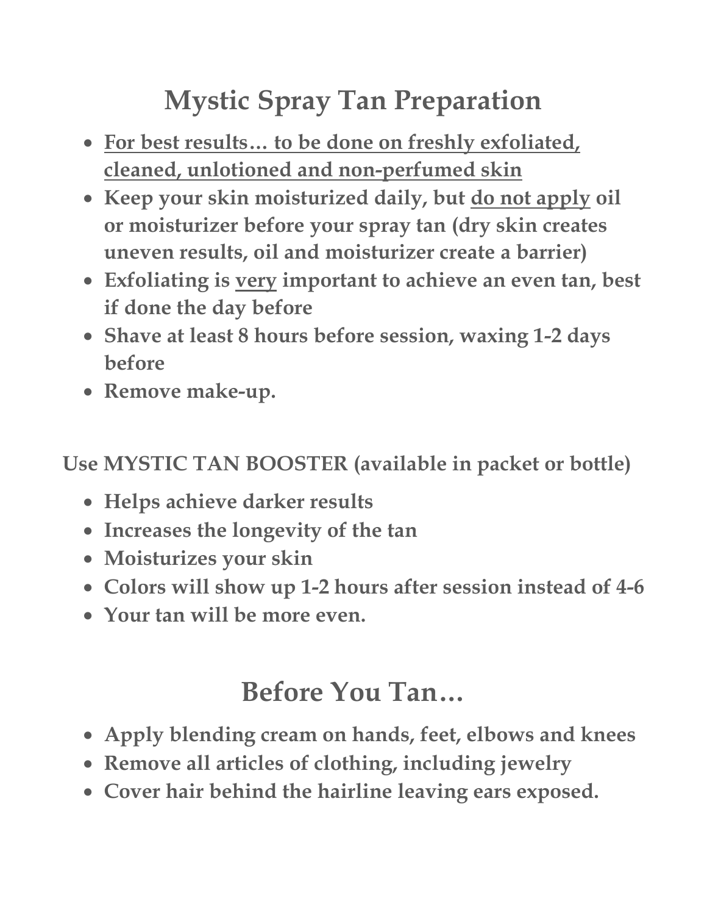# Mystic Spray Tan Preparation

- **For best results… to be done on freshly exfoliated, cleaned, unlotioned and non-perfumed skin**
- **Keep your skin moisturized daily, but do not apply oil or moisturizer before your spray tan (dry skin creates uneven results, oil and moisturizer create a barrier)**
- **Exfoliating is very important to achieve an even tan, best if done the day before**
- **Shave at least 8 hours before session, waxing 1-2 days before**
- **Remove make-up.**

**Use MYSTIC TAN BOOSTER (available in packet or bottle)**

- **Helps achieve darker results**
- **Increases the longevity of the tan**
- **Moisturizes your skin**
- **Colors will show up 1-2 hours after session instead of 4-6**
- **Your tan will be more even.**

# Before You Tan…

- **Apply blending cream on hands, feet, elbows and knees**
- **Remove all articles of clothing, including jewelry**
- **Cover hair behind the hairline leaving ears exposed.**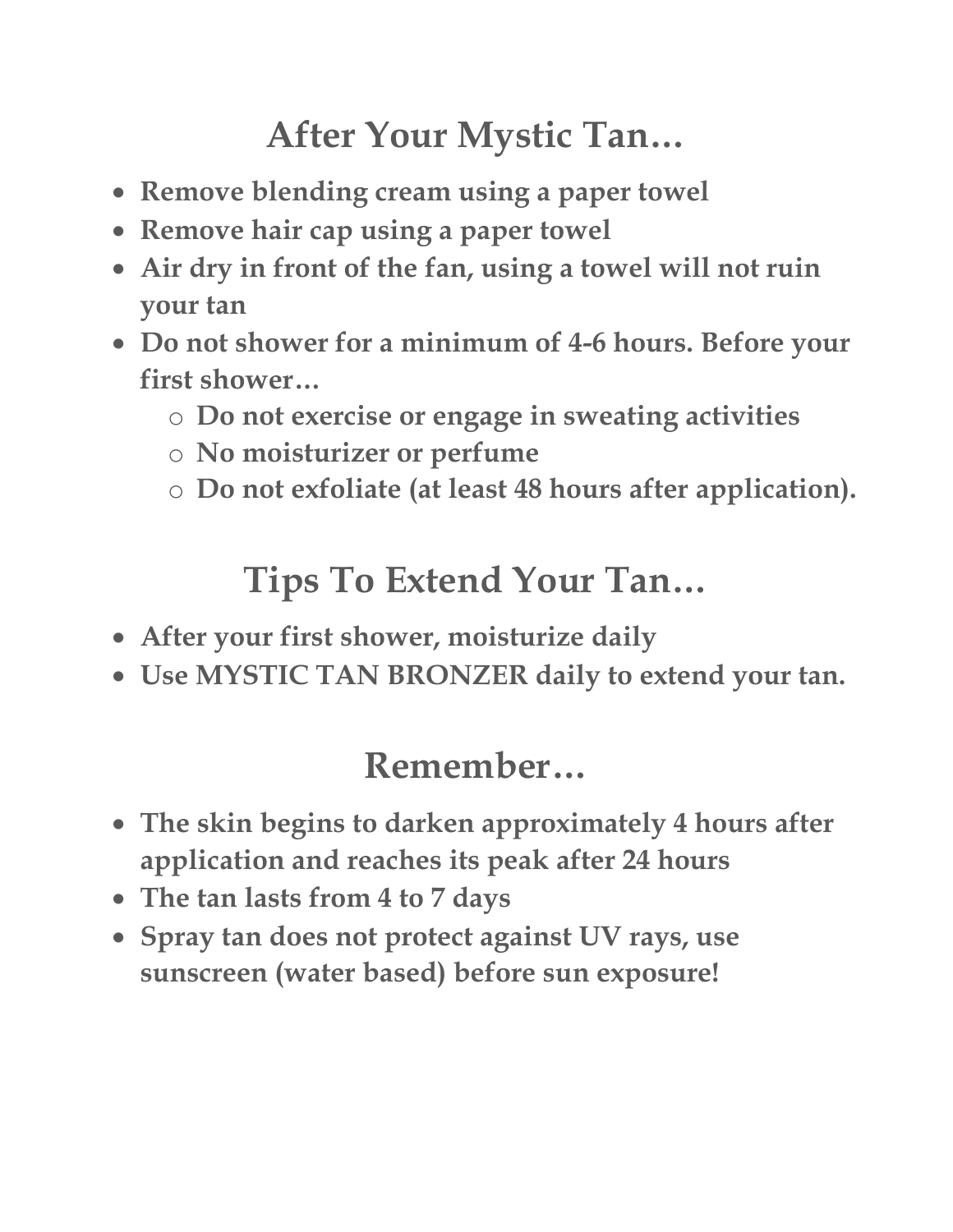# After Your Mystic Tan…

- **Remove blending cream using a paper towel**
- **Remove hair cap using a paper towel**
- **Air dry in front of the fan, using a towel will not ruin your tan**
- **Do not shower for a minimum of 4-6 hours. Before your first shower…**
  - **Do not exercise or engage in sweating activities**
  - **No moisturizer or perfume**
  - **Do not exfoliate (at least 48 hours after application).**

# Tips To Extend Your Tan…

- **After your first shower, moisturize daily**
- **Use MYSTIC TAN BRONZER daily to extend your tan.**

# Remember…

- **The skin begins to darken approximately 4 hours after application and reaches its peak after 24 hours**
- **The tan lasts from 4 to 7 days**
- **Spray tan does not protect against UV rays, use sunscreen (water based) before sun exposure!**